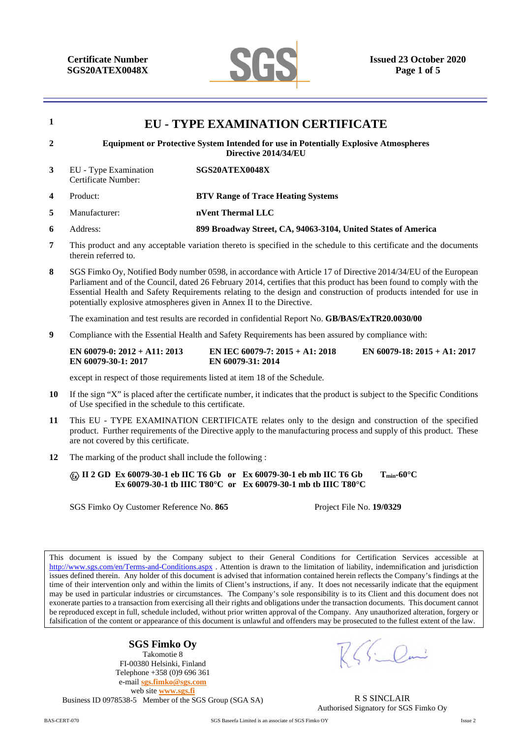**Certificate Number**
**SGS20ATEX0048X**

**Issued 23 October 2020**

# 1 EU - TYPE EXAMINATION CERTIFICATE

**2** **Equipment or Protective System Intended for use in Potentially Explosive Atmospheres Directive 2014/34/EU**

**3** EU - Type Examination Certificate Number: **SGS20ATEX0048X**

**4** Product: **BTV Range of Trace Heating Systems**

**5** Manufacturer: **nVent Thermal LLC**

**6** Address: **899 Broadway Street, CA, 94063-3104, United States of America**

**7** This product and any acceptable variation thereto is specified in the schedule to this certificate and the documents therein referred to.

**8** SGS Fimko Oy, Notified Body number 0598, in accordance with Article 17 of Directive 2014/34/EU of the European Parliament and of the Council, dated 26 February 2014, certifies that this product has been found to comply with the Essential Health and Safety Requirements relating to the design and construction of products intended for use in potentially explosive atmospheres given in Annex II to the Directive.

The examination and test results are recorded in confidential Report No. **GB/BAS/ExTR20.0030/00**

**9** Compliance with the Essential Health and Safety Requirements has been assured by compliance with:

**EN 60079-0: 2012 + A11: 2013** **EN IEC 60079-7: 2015 + A1: 2018** **EN 60079-18: 2015 + A1: 2017**
**EN 60079-30-1: 2017** **EN 60079-31: 2014**

except in respect of those requirements listed at item 18 of the Schedule.

**10** If the sign “X” is placed after the certificate number, it indicates that the product is subject to the Specific Conditions of Use specified in the schedule to this certificate.

**11** This EU - TYPE EXAMINATION CERTIFICATE relates only to the design and construction of the specified product. Further requirements of the Directive apply to the manufacturing process and supply of this product. These are not covered by this certificate.

**12** The marking of the product shall include the following :

**Ex II 2 GD Ex 60079-30-1 eb IIC T6 Gb or Ex 60079-30-1 eb mb IIC T6 Gb** **$T_{min}$-60°C**
**Ex 60079-30-1 tb IIIC T80°C or Ex 60079-30-1 mb tb IIIC T80°C**

SGS Fimko Oy Customer Reference No. **865** Project File No. **19/0329**

This document is issued by the Company subject to their General Conditions for Certification Services accessible at http://www.sgs.com/en/Terms-and-Conditions.aspx . Attention is drawn to the limitation of liability, indemnification and jurisdiction issues defined therein. Any holder of this document is advised that information contained herein reflects the Company’s findings at the time of their intervention only and within the limits of Client’s instructions, if any. It does not necessarily indicate that the equipment may be used in particular industries or circumstances. The Company’s sole responsibility is to its Client and this document does not exonerate parties to a transaction from exercising all their rights and obligations under the transaction documents. This document cannot be reproduced except in full, schedule included, without prior written approval of the Company. Any unauthorized alteration, forgery or falsification of the content or appearance of this document is unlawful and offenders may be prosecuted to the fullest extent of the law.

**SGS Fimko Oy**
Takomotie 8
FI-00380 Helsinki, Finland
Telephone +358 (0)9 696 361
e-mail **sgs.fimko@sgs.com**
web site **www.sgs.fi**
Business ID 0978538-5 Member of the SGS Group (SGA SA)

R S SINCLAIR
Authorised Signatory for SGS Fimko Oy

BAS-CERT-070 SGS Baseefa Limited is an associate of SGS Fimko OY Issue 2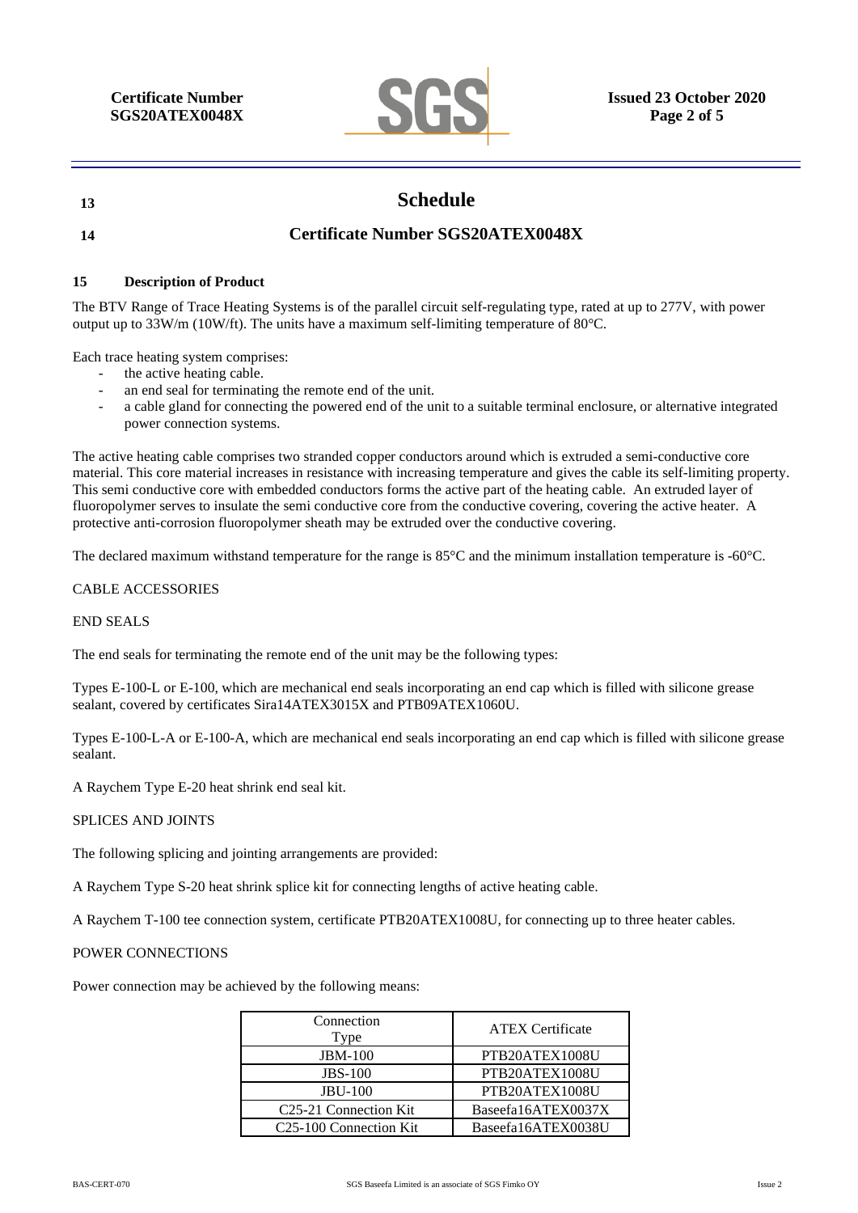## 13 Schedule

## 14 Certificate Number SGS20ATEX0048X

### 15 Description of Product

The BTV Range of Trace Heating Systems is of the parallel circuit self-regulating type, rated at up to 277V, with power output up to 33W/m (10W/ft). The units have a maximum self-limiting temperature of 80°C.

Each trace heating system comprises:

- the active heating cable.
- an end seal for terminating the remote end of the unit.
- a cable gland for connecting the powered end of the unit to a suitable terminal enclosure, or alternative integrated power connection systems.

The active heating cable comprises two stranded copper conductors around which is extruded a semi-conductive core material. This core material increases in resistance with increasing temperature and gives the cable its self-limiting property. This semi conductive core with embedded conductors forms the active part of the heating cable. An extruded layer of fluoropolymer serves to insulate the semi conductive core from the conductive covering, covering the active heater. A protective anti-corrosion fluoropolymer sheath may be extruded over the conductive covering.

The declared maximum withstand temperature for the range is 85°C and the minimum installation temperature is -60°C.

CABLE ACCESSORIES

END SEALS

The end seals for terminating the remote end of the unit may be the following types:

Types E-100-L or E-100, which are mechanical end seals incorporating an end cap which is filled with silicone grease sealant, covered by certificates Sira14ATEX3015X and PTB09ATEX1060U.

Types E-100-L-A or E-100-A, which are mechanical end seals incorporating an end cap which is filled with silicone grease sealant.

A Raychem Type E-20 heat shrink end seal kit.

SPLICES AND JOINTS

The following splicing and jointing arrangements are provided:

A Raychem Type S-20 heat shrink splice kit for connecting lengths of active heating cable.

A Raychem T-100 tee connection system, certificate PTB20ATEX1008U, for connecting up to three heater cables.

POWER CONNECTIONS

Power connection may be achieved by the following means:

| Connection Type | ATEX Certificate |
|---|---|
| JBM-100 | PTB20ATEX1008U |
| JBS-100 | PTB20ATEX1008U |
| JBU-100 | PTB20ATEX1008U |
| C25-21 Connection Kit | Baseefa16ATEX0037X |
| C25-100 Connection Kit | Baseefa16ATEX0038U |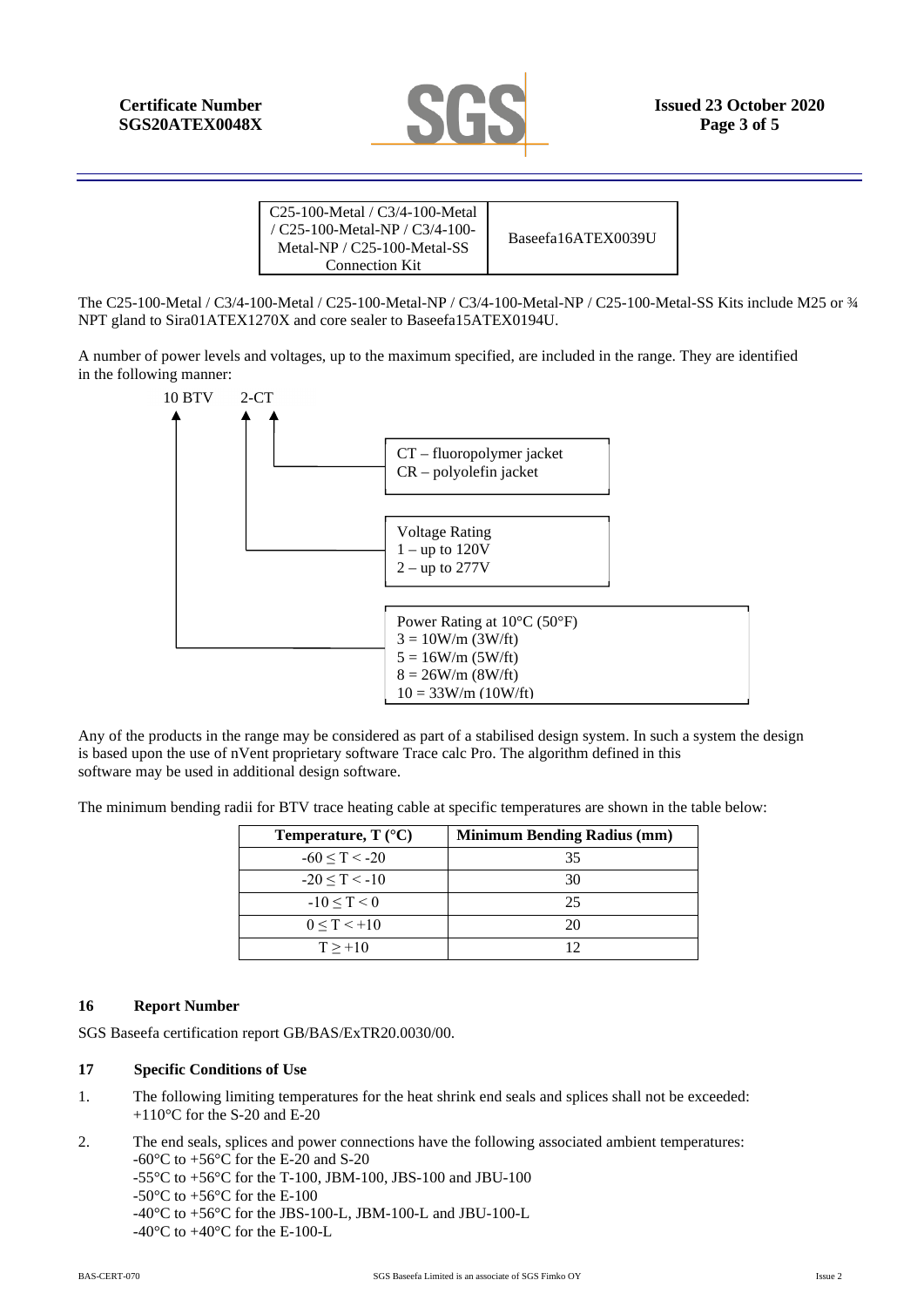| C25-100-Metal / C3/4-100-Metal / C25-100-Metal-NP / C3/4-100-Metal-NP / C25-100-Metal-SS Connection Kit | Baseefa16ATEX0039U |
|---|---|

The C25-100-Metal / C3/4-100-Metal / C25-100-Metal-NP / C3/4-100-Metal-NP / C25-100-Metal-SS Kits include M25 or ¾ NPT gland to Sira01ATEX1270X and core sealer to Baseefa15ATEX0194U.

A number of power levels and voltages, up to the maximum specified, are included in the range. They are identified in the following manner:

10 BTV 2-CT

- CT – fluoropolymer jacket
  CR – polyolefin jacket
- Voltage Rating
  1 – up to 120V
  2 – up to 277V
- Power Rating at 10°C (50°F)
  3 = 10W/m (3W/ft)
  5 = 16W/m (5W/ft)
  8 = 26W/m (8W/ft)
  10 = 33W/m (10W/ft)

Any of the products in the range may be considered as part of a stabilised design system. In such a system the design is based upon the use of nVent proprietary software Trace calc Pro. The algorithm defined in this software may be used in additional design software.

The minimum bending radii for BTV trace heating cable at specific temperatures are shown in the table below:

| Temperature, T (°C) | Minimum Bending Radius (mm) |
|---|---|
| -60 ≤ T < -20 | 35 |
| -20 ≤ T < -10 | 30 |
| -10 ≤ T < 0 | 25 |
| 0 ≤ T < +10 | 20 |
| T ≥ +10 | 12 |

## 16 Report Number

SGS Baseefa certification report GB/BAS/ExTR20.0030/00.

## 17 Specific Conditions of Use

1. The following limiting temperatures for the heat shrink end seals and splices shall not be exceeded:
   +110°C for the S-20 and E-20
2. The end seals, splices and power connections have the following associated ambient temperatures:
   -60°C to +56°C for the E-20 and S-20
   -55°C to +56°C for the T-100, JBM-100, JBS-100 and JBU-100
   -50°C to +56°C for the E-100
   -40°C to +56°C for the JBS-100-L, JBM-100-L and JBU-100-L
   -40°C to +40°C for the E-100-L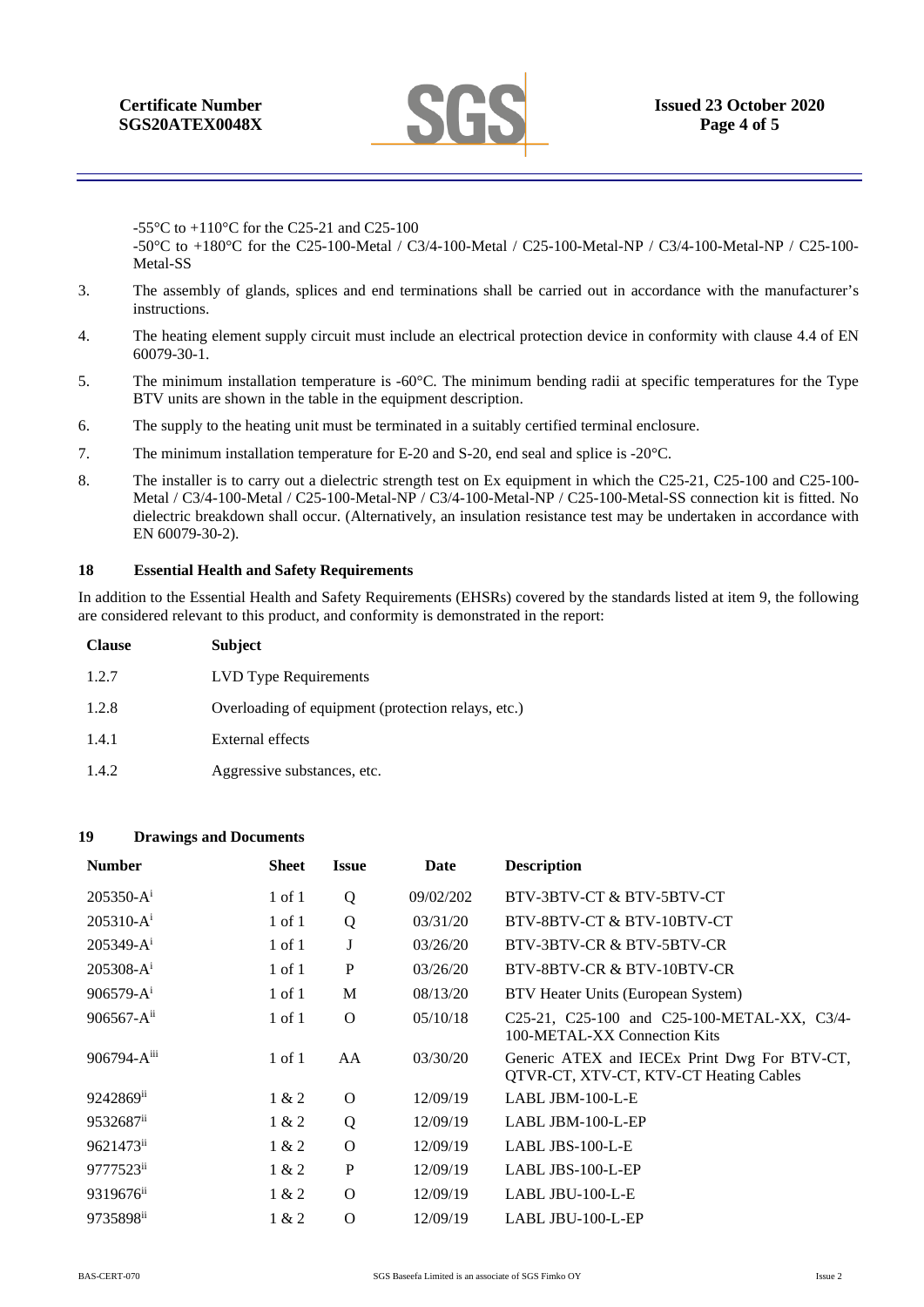-55°C to +110°C for the C25-21 and C25-100
-50°C to +180°C for the C25-100-Metal / C3/4-100-Metal / C25-100-Metal-NP / C3/4-100-Metal-NP / C25-100-Metal-SS

3. The assembly of glands, splices and end terminations shall be carried out in accordance with the manufacturer's instructions.

4. The heating element supply circuit must include an electrical protection device in conformity with clause 4.4 of EN 60079-30-1.

5. The minimum installation temperature is -60°C. The minimum bending radii at specific temperatures for the Type BTV units are shown in the table in the equipment description.

6. The supply to the heating unit must be terminated in a suitably certified terminal enclosure.

7. The minimum installation temperature for E-20 and S-20, end seal and splice is -20°C.

8. The installer is to carry out a dielectric strength test on Ex equipment in which the C25-21, C25-100 and C25-100-Metal / C3/4-100-Metal / C25-100-Metal-NP / C3/4-100-Metal-NP / C25-100-Metal-SS connection kit is fitted. No dielectric breakdown shall occur. (Alternatively, an insulation resistance test may be undertaken in accordance with EN 60079-30-2).

## 18 Essential Health and Safety Requirements

In addition to the Essential Health and Safety Requirements (EHSRs) covered by the standards listed at item 9, the following are considered relevant to this product, and conformity is demonstrated in the report:

| Clause | Subject |
|---|---|
| 1.2.7 | LVD Type Requirements |
| 1.2.8 | Overloading of equipment (protection relays, etc.) |
| 1.4.1 | External effects |
| 1.4.2 | Aggressive substances, etc. |

## 19 Drawings and Documents

| Number | Sheet | Issue | Date | Description |
|---|---|---|---|---|
| 205350-A[i] | 1 of 1 | Q | 09/02/202 | BTV-3BTV-CT & BTV-5BTV-CT |
| 205310-A[i] | 1 of 1 | Q | 03/31/20 | BTV-8BTV-CT & BTV-10BTV-CT |
| 205349-A[i] | 1 of 1 | J | 03/26/20 | BTV-3BTV-CR & BTV-5BTV-CR |
| 205308-A[i] | 1 of 1 | P | 03/26/20 | BTV-8BTV-CR & BTV-10BTV-CR |
| 906579-A[i] | 1 of 1 | M | 08/13/20 | BTV Heater Units (European System) |
| 906567-A[ii] | 1 of 1 | O | 05/10/18 | C25-21, C25-100 and C25-100-METAL-XX, C3/4-100-METAL-XX Connection Kits |
| 906794-A[iii] | 1 of 1 | AA | 03/30/20 | Generic ATEX and IECEx Print Dwg For BTV-CT, QTVR-CT, XTV-CT, KTV-CT Heating Cables |
| 9242869[ii] | 1 & 2 | O | 12/09/19 | LABL JBM-100-L-E |
| 9532687[ii] | 1 & 2 | Q | 12/09/19 | LABL JBM-100-L-EP |
| 9621473[ii] | 1 & 2 | O | 12/09/19 | LABL JBS-100-L-E |
| 9777523[ii] | 1 & 2 | P | 12/09/19 | LABL JBS-100-L-EP |
| 9319676[ii] | 1 & 2 | O | 12/09/19 | LABL JBU-100-L-E |
| 9735898[ii] | 1 & 2 | O | 12/09/19 | LABL JBU-100-L-EP |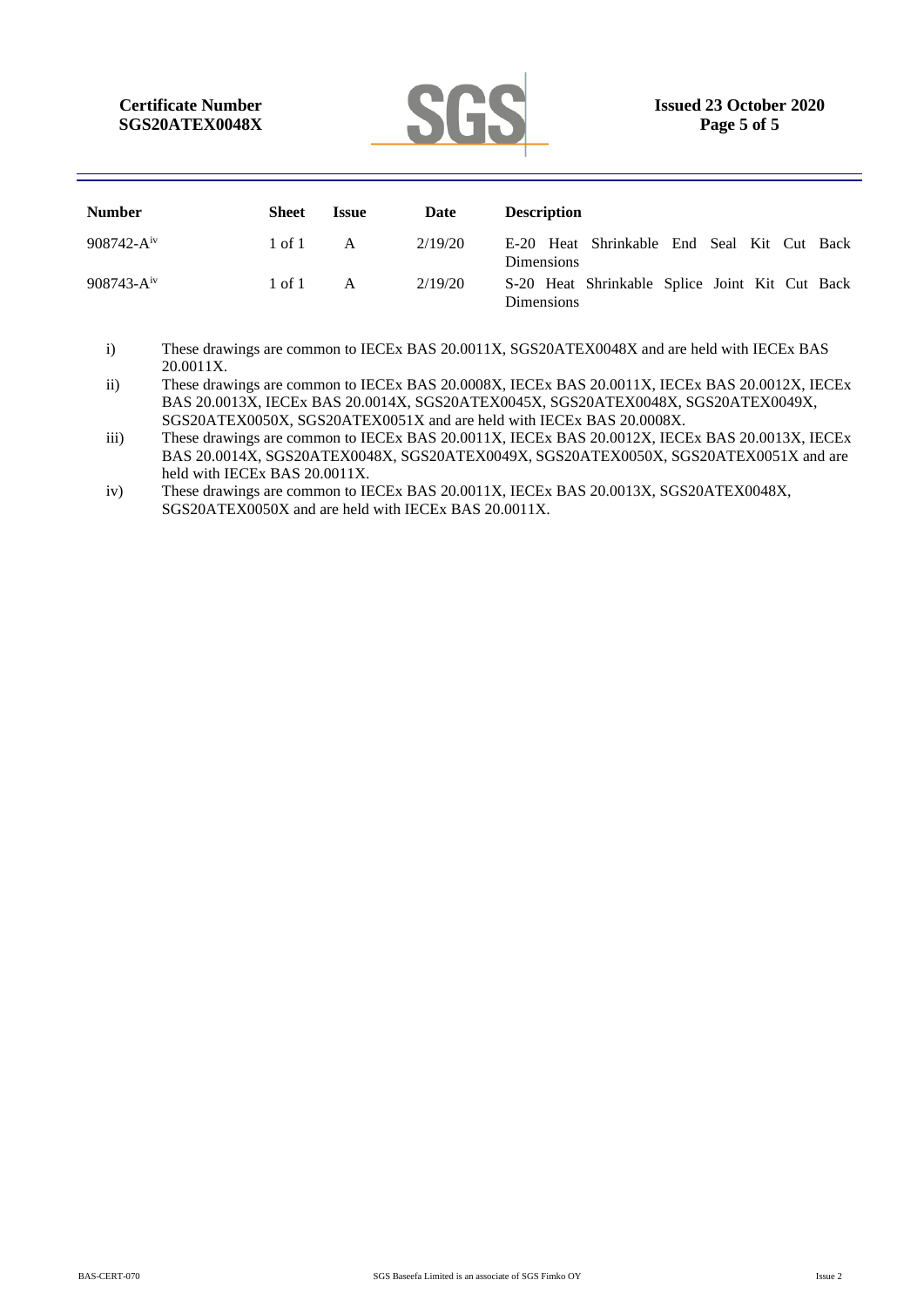| Number | Sheet | Issue | Date | Description |
|---|---|---|---|---|
| 908742-A[iv] | 1 of 1 | A | 2/19/20 | E-20 Heat Shrinkable End Seal Kit Cut Back Dimensions |
| 908743-A[iv] | 1 of 1 | A | 2/19/20 | S-20 Heat Shrinkable Splice Joint Kit Cut Back Dimensions |

i) These drawings are common to IECEx BAS 20.0011X, SGS20ATEX0048X and are held with IECEx BAS 20.0011X.

ii) These drawings are common to IECEx BAS 20.0008X, IECEx BAS 20.0011X, IECEx BAS 20.0012X, IECEx BAS 20.0013X, IECEx BAS 20.0014X, SGS20ATEX0045X, SGS20ATEX0048X, SGS20ATEX0049X, SGS20ATEX0050X, SGS20ATEX0051X and are held with IECEx BAS 20.0008X.

iii) These drawings are common to IECEx BAS 20.0011X, IECEx BAS 20.0012X, IECEx BAS 20.0013X, IECEx BAS 20.0014X, SGS20ATEX0048X, SGS20ATEX0049X, SGS20ATEX0050X, SGS20ATEX0051X and are held with IECEx BAS 20.0011X.

iv) These drawings are common to IECEx BAS 20.0011X, IECEx BAS 20.0013X, SGS20ATEX0048X, SGS20ATEX0050X and are held with IECEx BAS 20.0011X.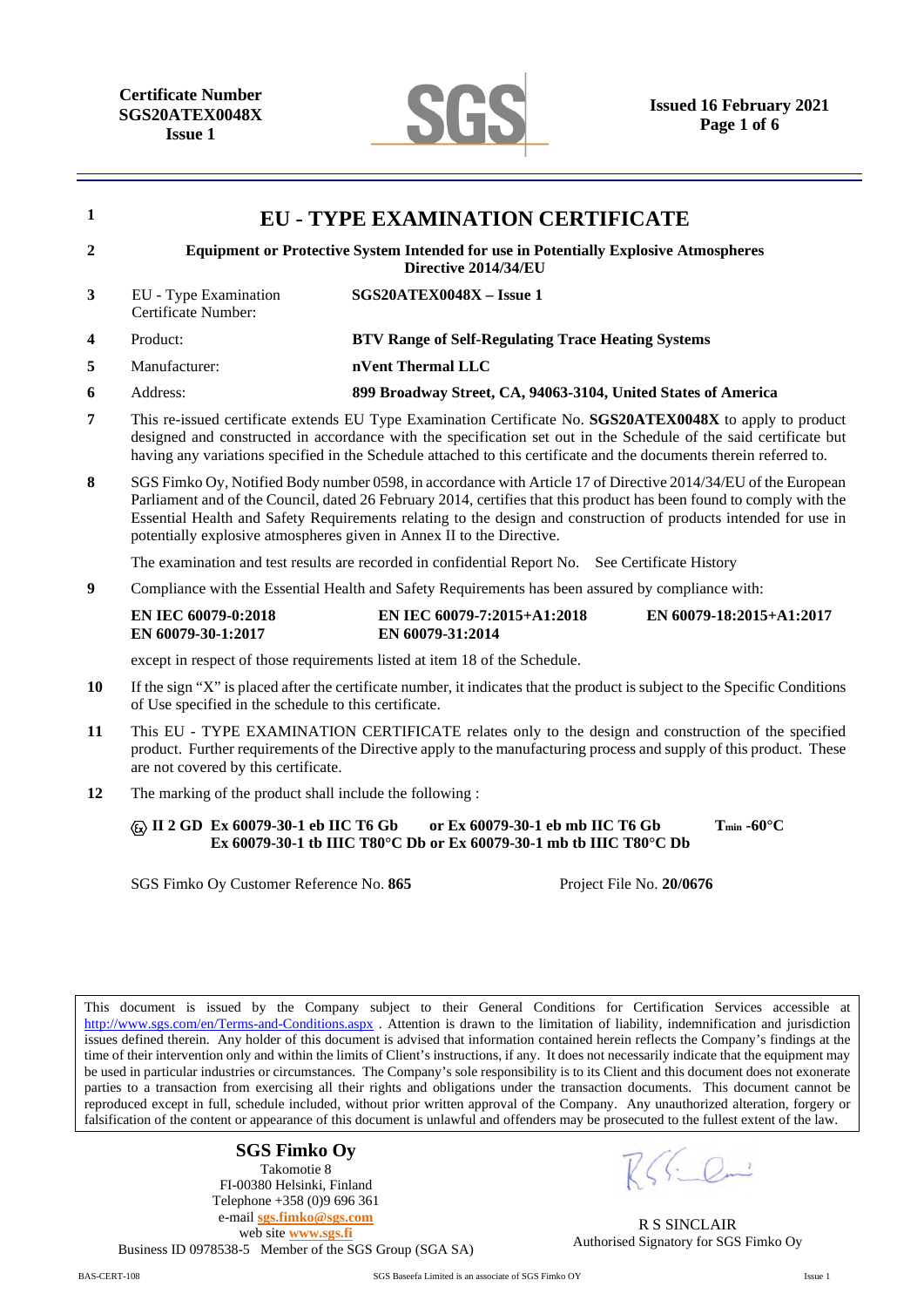**Certificate Number**
**SGS20ATEX0048X**
**Issue 1**

**Issued 16 February 2021**

# EU - TYPE EXAMINATION CERTIFICATE

**1**

**2** **Equipment or Protective System Intended for use in Potentially Explosive Atmospheres Directive 2014/34/EU**

**3** EU - Type Examination Certificate Number: **SGS20ATEX0048X – Issue 1**

**4** Product: **BTV Range of Self-Regulating Trace Heating Systems**

**5** Manufacturer: **nVent Thermal LLC**

**6** Address: **899 Broadway Street, CA, 94063-3104, United States of America**

**7** This re-issued certificate extends EU Type Examination Certificate No. **SGS20ATEX0048X** to apply to product designed and constructed in accordance with the specification set out in the Schedule of the said certificate but having any variations specified in the Schedule attached to this certificate and the documents therein referred to.

**8** SGS Fimko Oy, Notified Body number 0598, in accordance with Article 17 of Directive 2014/34/EU of the European Parliament and of the Council, dated 26 February 2014, certifies that this product has been found to comply with the Essential Health and Safety Requirements relating to the design and construction of products intended for use in potentially explosive atmospheres given in Annex II to the Directive.

The examination and test results are recorded in confidential Report No. See Certificate History

**9** Compliance with the Essential Health and Safety Requirements has been assured by compliance with:

**EN IEC 60079-0:2018** **EN IEC 60079-7:2015+A1:2018** **EN 60079-18:2015+A1:2017**
**EN 60079-30-1:2017** **EN 60079-31:2014**

except in respect of those requirements listed at item 18 of the Schedule.

**10** If the sign "X" is placed after the certificate number, it indicates that the product is subject to the Specific Conditions of Use specified in the schedule to this certificate.

**11** This EU - TYPE EXAMINATION CERTIFICATE relates only to the design and construction of the specified product. Further requirements of the Directive apply to the manufacturing process and supply of this product. These are not covered by this certificate.

**12** The marking of the product shall include the following :

**Ⓔx II 2 GD Ex 60079-30-1 eb IIC T6 Gb or Ex 60079-30-1 eb mb IIC T6 Gb** **$T_{min}$ -60°C**
**Ex 60079-30-1 tb IIIC T80°C Db or Ex 60079-30-1 mb tb IIIC T80°C Db**

SGS Fimko Oy Customer Reference No. **865** Project File No. **20/0676**

This document is issued by the Company subject to their General Conditions for Certification Services accessible at http://www.sgs.com/en/Terms-and-Conditions.aspx . Attention is drawn to the limitation of liability, indemnification and jurisdiction issues defined therein. Any holder of this document is advised that information contained herein reflects the Company's findings at the time of their intervention only and within the limits of Client's instructions, if any. It does not necessarily indicate that the equipment may be used in particular industries or circumstances. The Company's sole responsibility is to its Client and this document does not exonerate parties to a transaction from exercising all their rights and obligations under the transaction documents. This document cannot be reproduced except in full, schedule included, without prior written approval of the Company. Any unauthorized alteration, forgery or falsification of the content or appearance of this document is unlawful and offenders may be prosecuted to the fullest extent of the law.

**SGS Fimko Oy**
Takomotie 8
FI-00380 Helsinki, Finland
Telephone +358 (0)9 696 361
e-mail sgs.fimko@sgs.com
web site www.sgs.fi
Business ID 0978538-5 Member of the SGS Group (SGA SA)

R S SINCLAIR
Authorised Signatory for SGS Fimko Oy

BAS-CERT-108 SGS Baseefa Limited is an associate of SGS Fimko OY Issue 1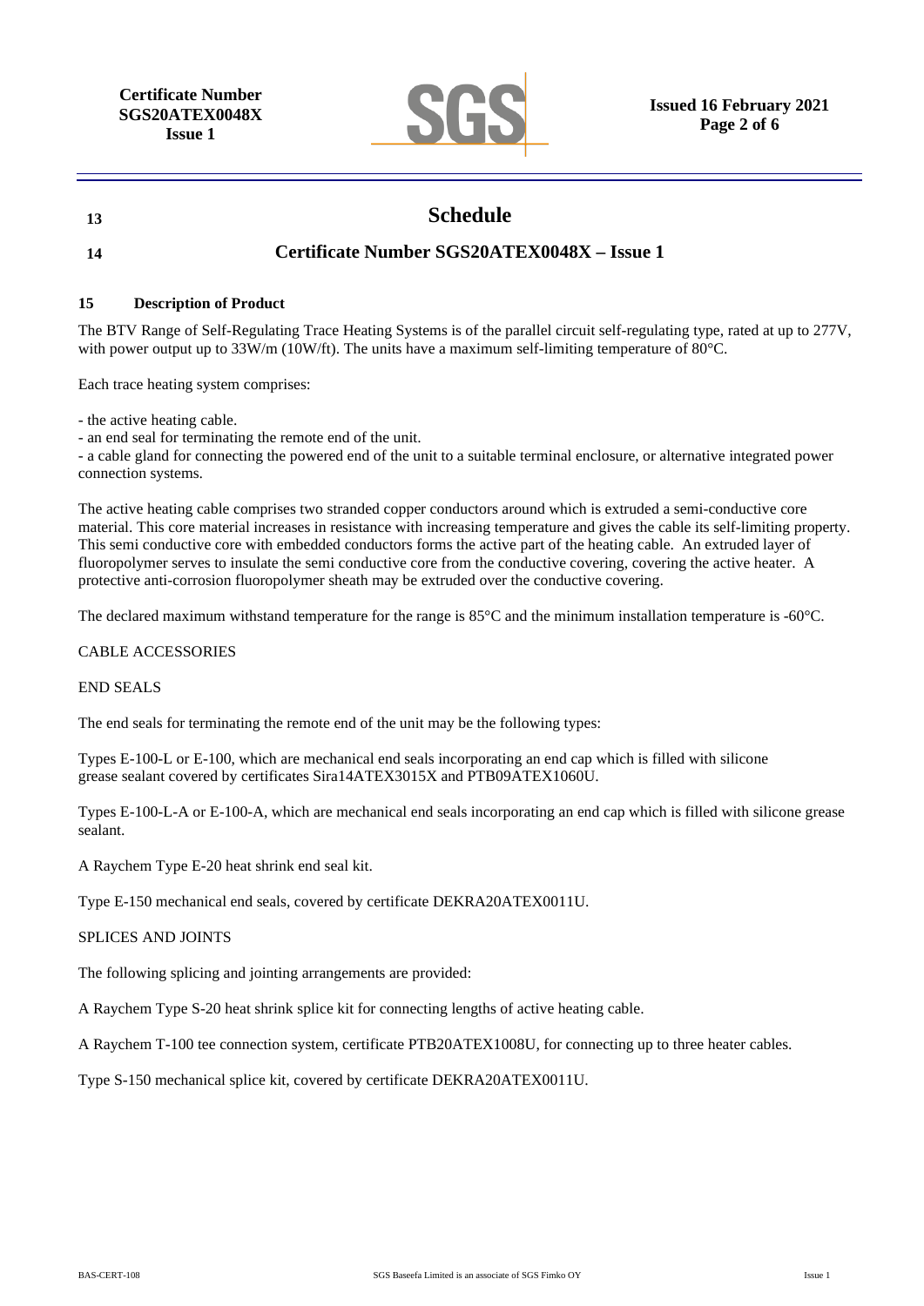13 **Schedule**

14 **Certificate Number SGS20ATEX0048X – Issue 1**

**15 Description of Product**

The BTV Range of Self-Regulating Trace Heating Systems is of the parallel circuit self-regulating type, rated at up to 277V, with power output up to 33W/m (10W/ft). The units have a maximum self-limiting temperature of 80°C.

Each trace heating system comprises:

- the active heating cable.
- an end seal for terminating the remote end of the unit.
- a cable gland for connecting the powered end of the unit to a suitable terminal enclosure, or alternative integrated power connection systems.

The active heating cable comprises two stranded copper conductors around which is extruded a semi-conductive core material. This core material increases in resistance with increasing temperature and gives the cable its self-limiting property. This semi conductive core with embedded conductors forms the active part of the heating cable. An extruded layer of fluoropolymer serves to insulate the semi conductive core from the conductive covering, covering the active heater. A protective anti-corrosion fluoropolymer sheath may be extruded over the conductive covering.

The declared maximum withstand temperature for the range is 85°C and the minimum installation temperature is -60°C.

CABLE ACCESSORIES

END SEALS

The end seals for terminating the remote end of the unit may be the following types:

Types E-100-L or E-100, which are mechanical end seals incorporating an end cap which is filled with silicone grease sealant covered by certificates Sira14ATEX3015X and PTB09ATEX1060U.

Types E-100-L-A or E-100-A, which are mechanical end seals incorporating an end cap which is filled with silicone grease sealant.

A Raychem Type E-20 heat shrink end seal kit.

Type E-150 mechanical end seals, covered by certificate DEKRA20ATEX0011U.

SPLICES AND JOINTS

The following splicing and jointing arrangements are provided:

A Raychem Type S-20 heat shrink splice kit for connecting lengths of active heating cable.

A Raychem T-100 tee connection system, certificate PTB20ATEX1008U, for connecting up to three heater cables.

Type S-150 mechanical splice kit, covered by certificate DEKRA20ATEX0011U.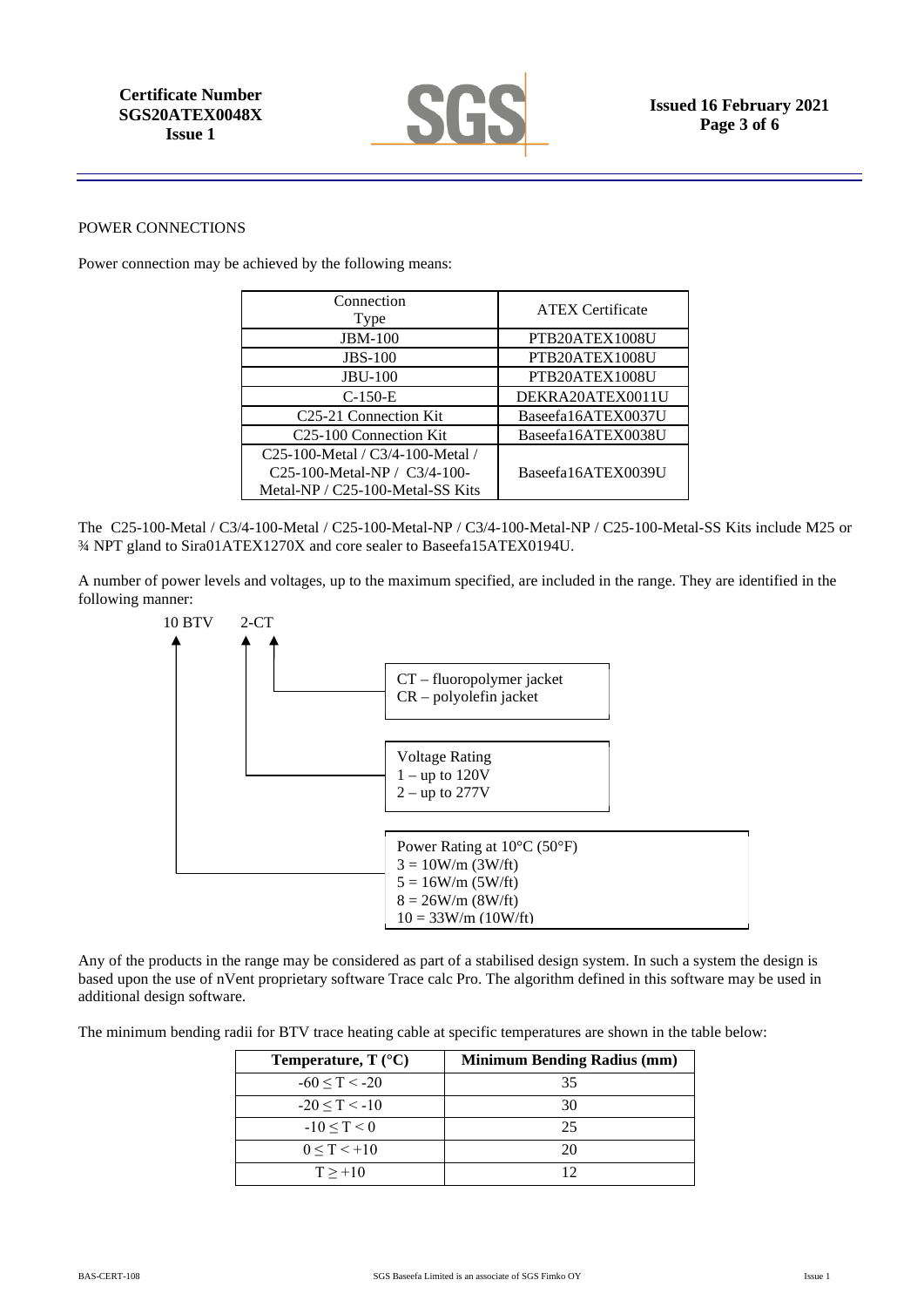POWER CONNECTIONS

Power connection may be achieved by the following means:

| Connection Type | ATEX Certificate |
|---|---|
| JBM-100 | PTB20ATEX1008U |
| JBS-100 | PTB20ATEX1008U |
| JBU-100 | PTB20ATEX1008U |
| C-150-E | DEKRA20ATEX0011U |
| C25-21 Connection Kit | Baseefa16ATEX0037U |
| C25-100 Connection Kit | Baseefa16ATEX0038U |
| C25-100-Metal / C3/4-100-Metal / C25-100-Metal-NP / C3/4-100-Metal-NP / C25-100-Metal-SS Kits | Baseefa16ATEX0039U |

The C25-100-Metal / C3/4-100-Metal / C25-100-Metal-NP / C3/4-100-Metal-NP / C25-100-Metal-SS Kits include M25 or ¾ NPT gland to Sira01ATEX1270X and core sealer to Baseefa15ATEX0194U.

A number of power levels and voltages, up to the maximum specified, are included in the range. They are identified in the following manner:

10 BTV 2-CT

CT – fluoropolymer jacket
CR – polyolefin jacket

Voltage Rating
1 – up to 120V
2 – up to 277V

Power Rating at 10°C (50°F)
3 = 10W/m (3W/ft)
5 = 16W/m (5W/ft)
8 = 26W/m (8W/ft)
10 = 33W/m (10W/ft)

Any of the products in the range may be considered as part of a stabilised design system. In such a system the design is based upon the use of nVent proprietary software Trace calc Pro. The algorithm defined in this software may be used in additional design software.

The minimum bending radii for BTV trace heating cable at specific temperatures are shown in the table below:

| Temperature, T (°C) | Minimum Bending Radius (mm) |
|---|---|
| $-60 \leq T < -20$ | 35 |
| $-20 \leq T < -10$ | 30 |
| $-10 \leq T < 0$ | 25 |
| $0 \leq T < +10$ | 20 |
| $T \geq +10$ | 12 |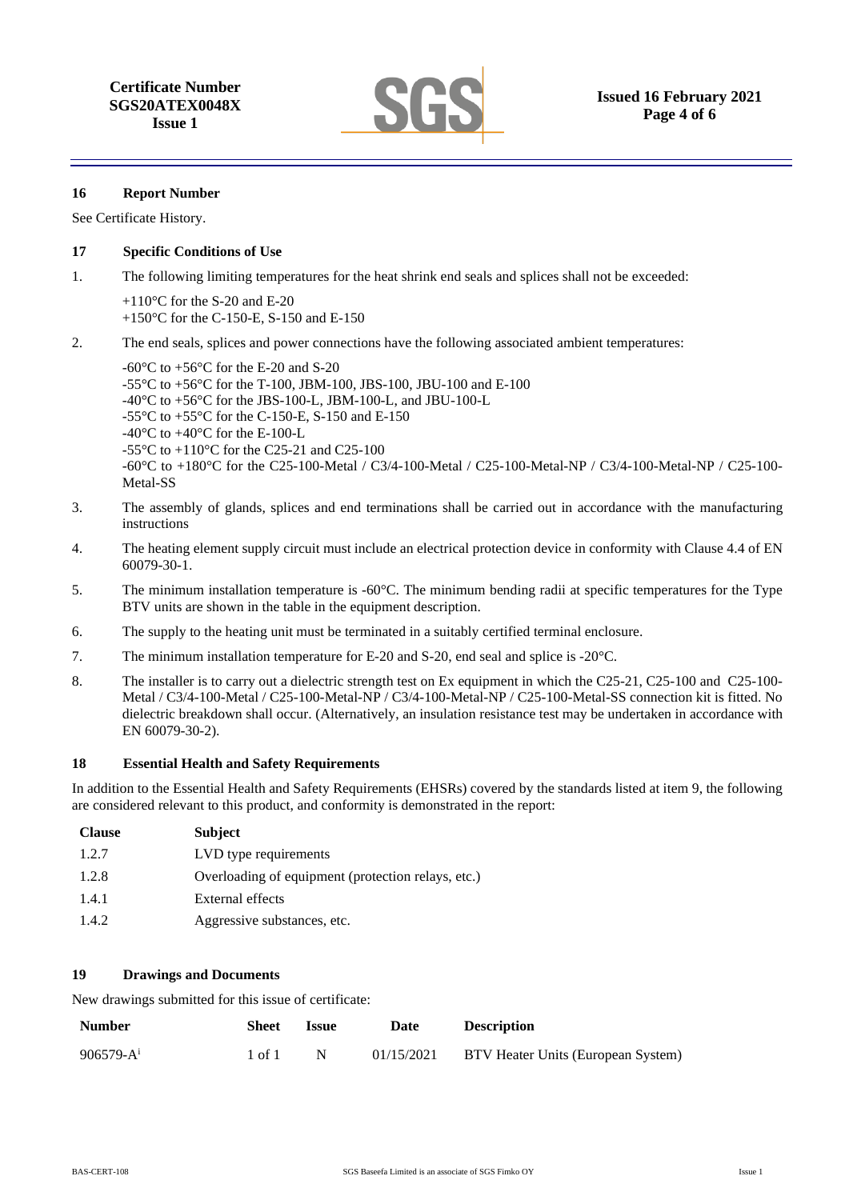## 16 Report Number

See Certificate History.

## 17 Specific Conditions of Use

1. The following limiting temperatures for the heat shrink end seals and splices shall not be exceeded:

   +110°C for the S-20 and E-20
   +150°C for the C-150-E, S-150 and E-150

2. The end seals, splices and power connections have the following associated ambient temperatures:

   -60°C to +56°C for the E-20 and S-20
   -55°C to +56°C for the T-100, JBM-100, JBS-100, JBU-100 and E-100
   -40°C to +56°C for the JBS-100-L, JBM-100-L, and JBU-100-L
   -55°C to +55°C for the C-150-E, S-150 and E-150
   -40°C to +40°C for the E-100-L
   -55°C to +110°C for the C25-21 and C25-100
   -60°C to +180°C for the C25-100-Metal / C3/4-100-Metal / C25-100-Metal-NP / C3/4-100-Metal-NP / C25-100-Metal-SS

3. The assembly of glands, splices and end terminations shall be carried out in accordance with the manufacturing instructions

4. The heating element supply circuit must include an electrical protection device in conformity with Clause 4.4 of EN 60079-30-1.

5. The minimum installation temperature is -60°C. The minimum bending radii at specific temperatures for the Type BTV units are shown in the table in the equipment description.

6. The supply to the heating unit must be terminated in a suitably certified terminal enclosure.

7. The minimum installation temperature for E-20 and S-20, end seal and splice is -20°C.

8. The installer is to carry out a dielectric strength test on Ex equipment in which the C25-21, C25-100 and C25-100-Metal / C3/4-100-Metal / C25-100-Metal-NP / C3/4-100-Metal-NP / C25-100-Metal-SS connection kit is fitted. No dielectric breakdown shall occur. (Alternatively, an insulation resistance test may be undertaken in accordance with EN 60079-30-2).

## 18 Essential Health and Safety Requirements

In addition to the Essential Health and Safety Requirements (EHSRs) covered by the standards listed at item 9, the following are considered relevant to this product, and conformity is demonstrated in the report:

| Clause | Subject |
|---|---|
| 1.2.7 | LVD type requirements |
| 1.2.8 | Overloading of equipment (protection relays, etc.) |
| 1.4.1 | External effects |
| 1.4.2 | Aggressive substances, etc. |

## 19 Drawings and Documents

New drawings submitted for this issue of certificate:

| Number | Sheet | Issue | Date | Description |
|---|---|---|---|---|
| 906579-A[i] | 1 of 1 | N | 01/15/2021 | BTV Heater Units (European System) |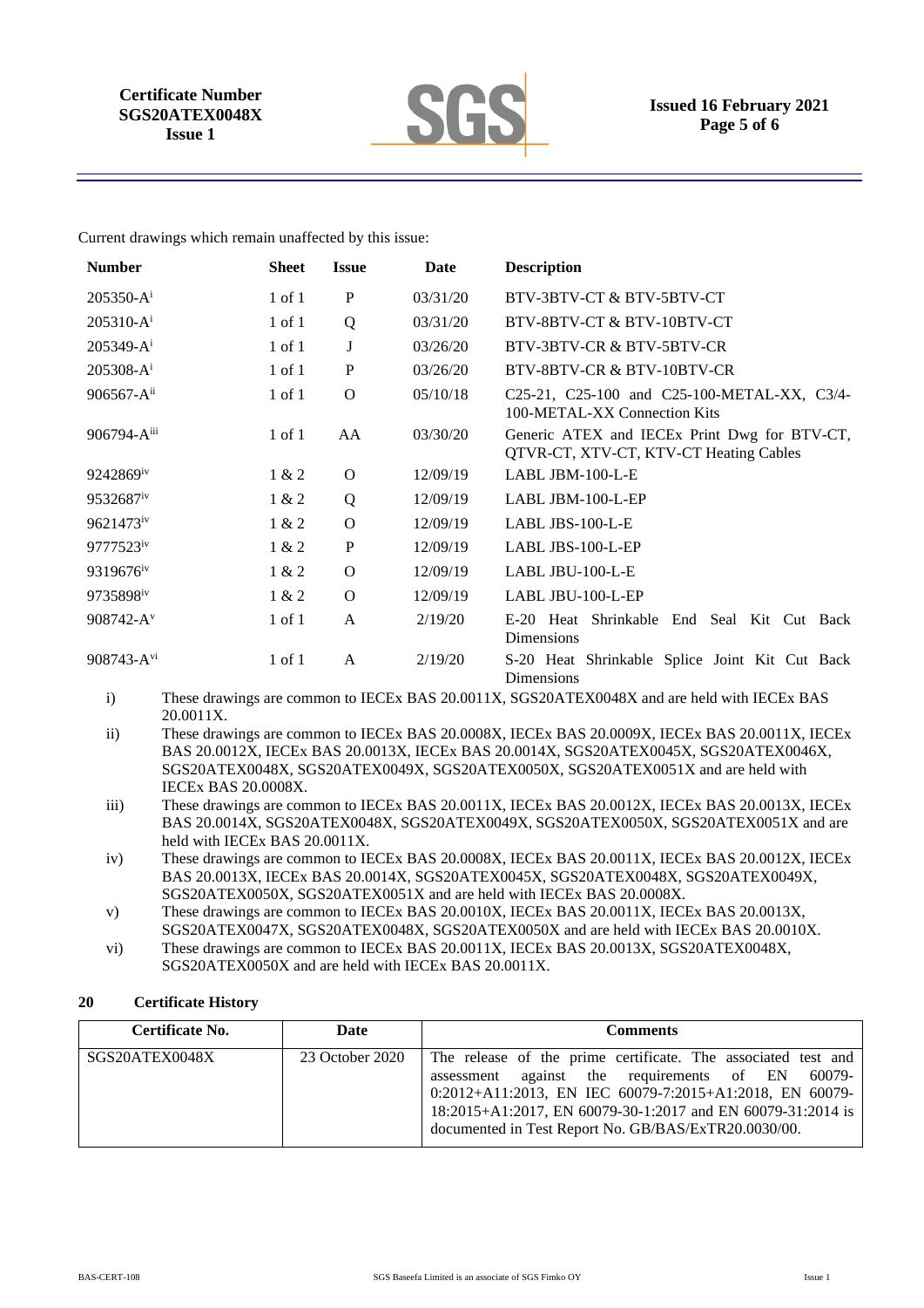Current drawings which remain unaffected by this issue:

| Number | Sheet | Issue | Date | Description |
|---|---|---|---|---|
| 205350-A[i] | 1 of 1 | P | 03/31/20 | BTV-3BTV-CT & BTV-5BTV-CT |
| 205310-A[i] | 1 of 1 | Q | 03/31/20 | BTV-8BTV-CT & BTV-10BTV-CT |
| 205349-A[i] | 1 of 1 | J | 03/26/20 | BTV-3BTV-CR & BTV-5BTV-CR |
| 205308-A[i] | 1 of 1 | P | 03/26/20 | BTV-8BTV-CR & BTV-10BTV-CR |
| 906567-A[ii] | 1 of 1 | O | 05/10/18 | C25-21, C25-100 and C25-100-METAL-XX, C3/4-100-METAL-XX Connection Kits |
| 906794-A[iii] | 1 of 1 | AA | 03/30/20 | Generic ATEX and IECEx Print Dwg for BTV-CT, QTVR-CT, XTV-CT, KTV-CT Heating Cables |
| 9242869[iv] | 1 & 2 | O | 12/09/19 | LABL JBM-100-L-E |
| 9532687[iv] | 1 & 2 | Q | 12/09/19 | LABL JBM-100-L-EP |
| 9621473[iv] | 1 & 2 | O | 12/09/19 | LABL JBS-100-L-E |
| 9777523[iv] | 1 & 2 | P | 12/09/19 | LABL JBS-100-L-EP |
| 9319676[iv] | 1 & 2 | O | 12/09/19 | LABL JBU-100-L-E |
| 9735898[iv] | 1 & 2 | O | 12/09/19 | LABL JBU-100-L-EP |
| 908742-A[v] | 1 of 1 | A | 2/19/20 | E-20 Heat Shrinkable End Seal Kit Cut Back Dimensions |
| 908743-A[vi] | 1 of 1 | A | 2/19/20 | S-20 Heat Shrinkable Splice Joint Kit Cut Back Dimensions |

i) These drawings are common to IECEx BAS 20.0011X, SGS20ATEX0048X and are held with IECEx BAS 20.0011X.

ii) These drawings are common to IECEx BAS 20.0008X, IECEx BAS 20.0009X, IECEx BAS 20.0011X, IECEx BAS 20.0012X, IECEx BAS 20.0013X, IECEx BAS 20.0014X, SGS20ATEX0045X, SGS20ATEX0046X, SGS20ATEX0048X, SGS20ATEX0049X, SGS20ATEX0050X, SGS20ATEX0051X and are held with IECEx BAS 20.0008X.

iii) These drawings are common to IECEx BAS 20.0011X, IECEx BAS 20.0012X, IECEx BAS 20.0013X, IECEx BAS 20.0014X, SGS20ATEX0048X, SGS20ATEX0049X, SGS20ATEX0050X, SGS20ATEX0051X and are held with IECEx BAS 20.0011X.

iv) These drawings are common to IECEx BAS 20.0008X, IECEx BAS 20.0011X, IECEx BAS 20.0012X, IECEx BAS 20.0013X, IECEx BAS 20.0014X, SGS20ATEX0045X, SGS20ATEX0048X, SGS20ATEX0049X, SGS20ATEX0050X, SGS20ATEX0051X and are held with IECEx BAS 20.0008X.

v) These drawings are common to IECEx BAS 20.0010X, IECEx BAS 20.0011X, IECEx BAS 20.0013X, SGS20ATEX0047X, SGS20ATEX0048X, SGS20ATEX0050X and are held with IECEx BAS 20.0010X.

vi) These drawings are common to IECEx BAS 20.0011X, IECEx BAS 20.0013X, SGS20ATEX0048X, SGS20ATEX0050X and are held with IECEx BAS 20.0011X.

## 20 Certificate History

| Certificate No. | Date | Comments |
|---|---|---|
| SGS20ATEX0048X | 23 October 2020 | The release of the prime certificate. The associated test and assessment against the requirements of EN 60079-0:2012+A11:2013, EN IEC 60079-7:2015+A1:2018, EN 60079-18:2015+A1:2017, EN 60079-30-1:2017 and EN 60079-31:2014 is documented in Test Report No. GB/BAS/ExTR20.0030/00. |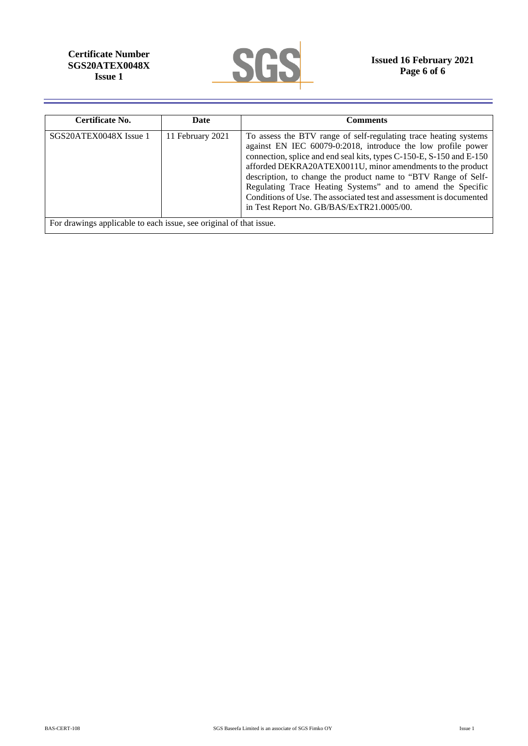| Certificate No. | Date | Comments |
|---|---|---|
| SGS20ATEX0048X Issue 1 | 11 February 2021 | To assess the BTV range of self-regulating trace heating systems against EN IEC 60079-0:2018, introduce the low profile power connection, splice and end seal kits, types C-150-E, S-150 and E-150 afforded DEKRA20ATEX0011U, minor amendments to the product description, to change the product name to "BTV Range of Self-Regulating Trace Heating Systems" and to amend the Specific Conditions of Use. The associated test and assessment is documented in Test Report No. GB/BAS/ExTR21.0005/00. |
| For drawings applicable to each issue, see original of that issue. | | |